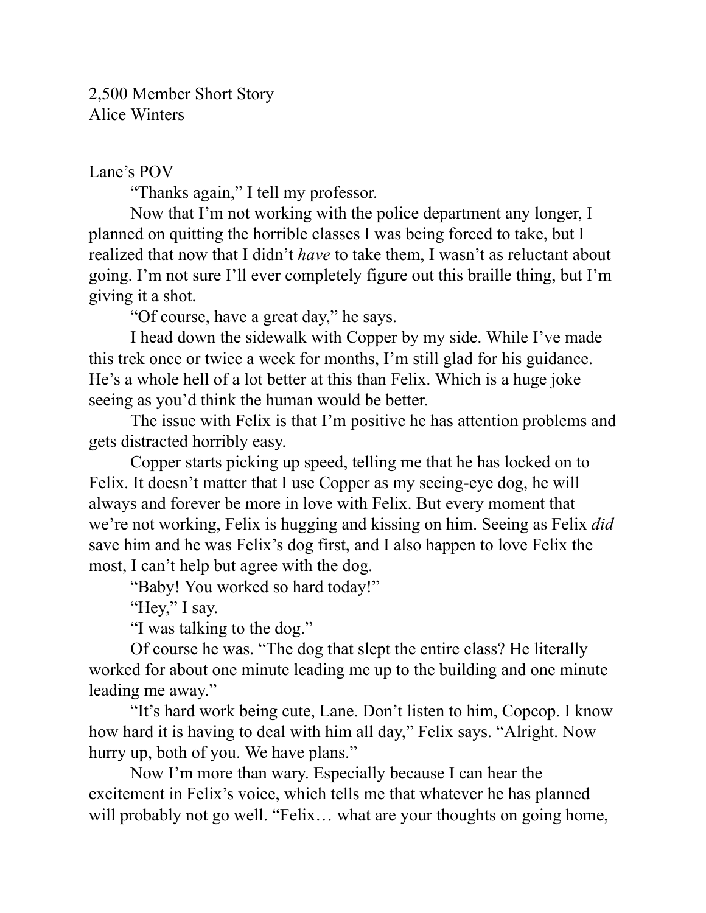2,500 Member Short Story
Alice Winters

Lane's POV

"Thanks again," I tell my professor.

Now that I'm not working with the police department any longer, I planned on quitting the horrible classes I was being forced to take, but I realized that now that I didn't *have* to take them, I wasn't as reluctant about going. I'm not sure I'll ever completely figure out this braille thing, but I'm giving it a shot.

"Of course, have a great day," he says.

I head down the sidewalk with Copper by my side. While I've made this trek once or twice a week for months, I'm still glad for his guidance. He's a whole hell of a lot better at this than Felix. Which is a huge joke seeing as you'd think the human would be better.

The issue with Felix is that I'm positive he has attention problems and gets distracted horribly easy.

Copper starts picking up speed, telling me that he has locked on to Felix. It doesn't matter that I use Copper as my seeing-eye dog, he will always and forever be more in love with Felix. But every moment that we're not working, Felix is hugging and kissing on him. Seeing as Felix *did* save him and he was Felix's dog first, and I also happen to love Felix the most, I can't help but agree with the dog.

"Baby! You worked so hard today!"

"Hey," I say.

"I was talking to the dog."

Of course he was. "The dog that slept the entire class? He literally worked for about one minute leading me up to the building and one minute leading me away."

"It's hard work being cute, Lane. Don't listen to him, Copcop. I know how hard it is having to deal with him all day," Felix says. "Alright. Now hurry up, both of you. We have plans."

Now I'm more than wary. Especially because I can hear the excitement in Felix's voice, which tells me that whatever he has planned will probably not go well. "Felix… what are your thoughts on going home,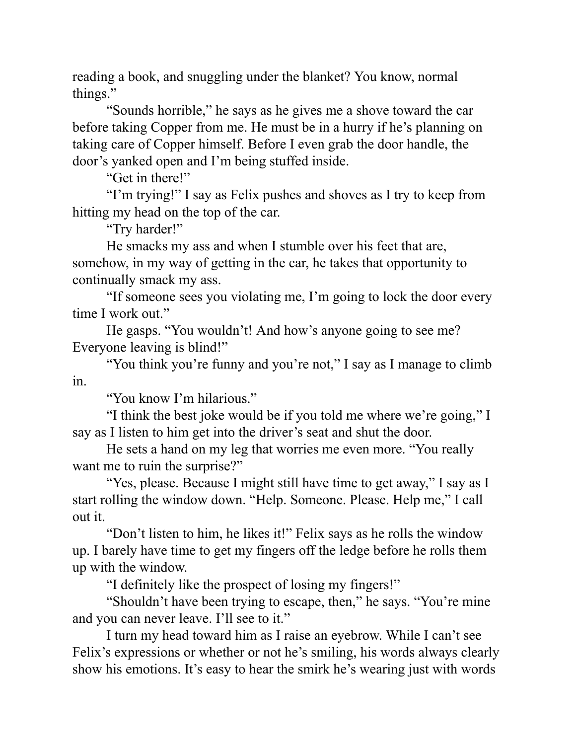reading a book, and snuggling under the blanket? You know, normal things."

"Sounds horrible," he says as he gives me a shove toward the car before taking Copper from me. He must be in a hurry if he's planning on taking care of Copper himself. Before I even grab the door handle, the door's yanked open and I'm being stuffed inside.

"Get in there!"

"I'm trying!" I say as Felix pushes and shoves as I try to keep from hitting my head on the top of the car.

"Try harder!"

He smacks my ass and when I stumble over his feet that are, somehow, in my way of getting in the car, he takes that opportunity to continually smack my ass.

"If someone sees you violating me, I'm going to lock the door every time I work out."

He gasps. "You wouldn't! And how's anyone going to see me? Everyone leaving is blind!"

"You think you're funny and you're not," I say as I manage to climb in.

"You know I'm hilarious."

"I think the best joke would be if you told me where we're going," I say as I listen to him get into the driver's seat and shut the door.

He sets a hand on my leg that worries me even more. "You really want me to ruin the surprise?"

"Yes, please. Because I might still have time to get away," I say as I start rolling the window down. "Help. Someone. Please. Help me," I call out it.

"Don't listen to him, he likes it!" Felix says as he rolls the window up. I barely have time to get my fingers off the ledge before he rolls them up with the window.

"I definitely like the prospect of losing my fingers!"

"Shouldn't have been trying to escape, then," he says. "You're mine and you can never leave. I'll see to it."

I turn my head toward him as I raise an eyebrow. While I can't see Felix's expressions or whether or not he's smiling, his words always clearly show his emotions. It's easy to hear the smirk he's wearing just with words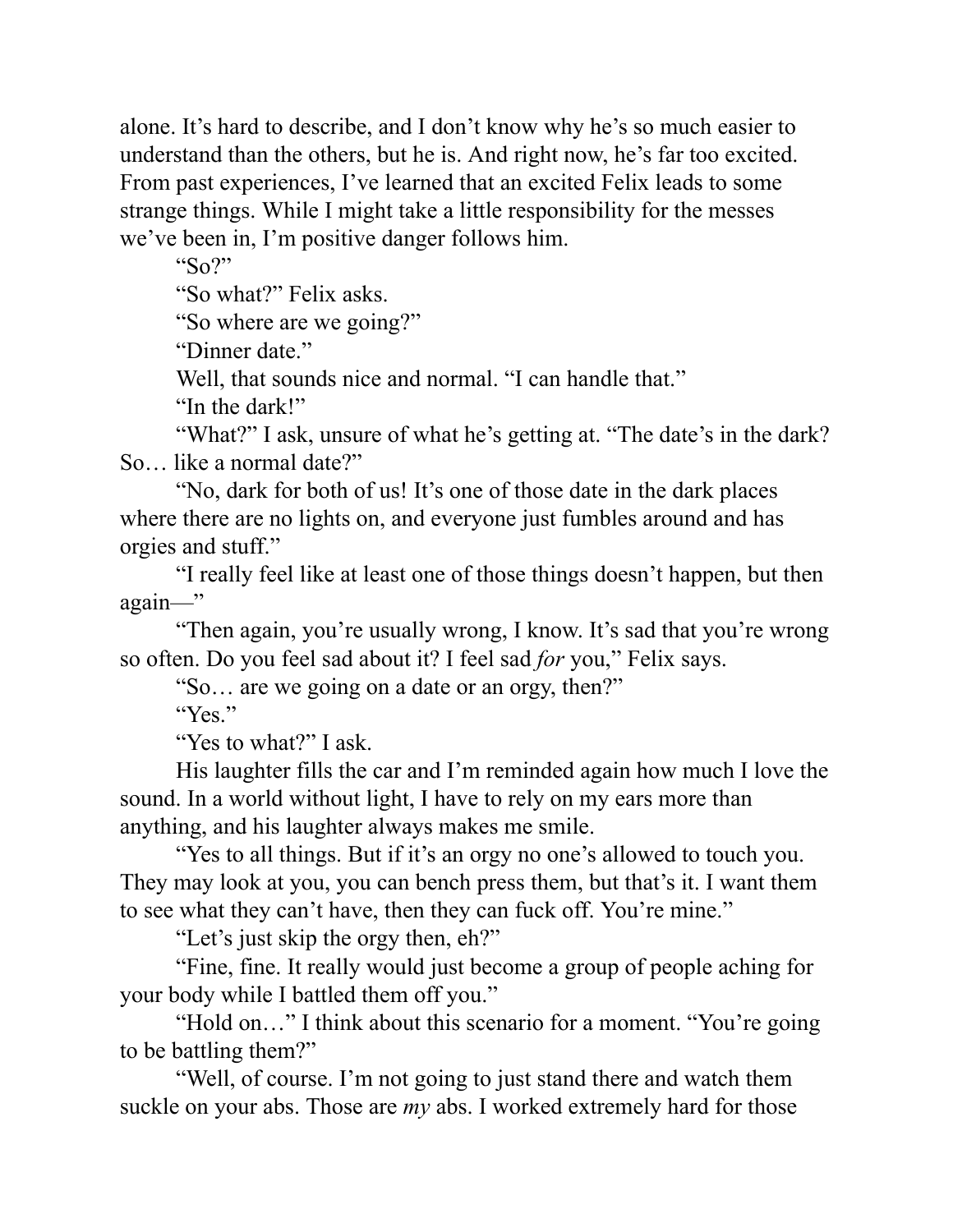alone. It's hard to describe, and I don't know why he's so much easier to understand than the others, but he is. And right now, he's far too excited. From past experiences, I've learned that an excited Felix leads to some strange things. While I might take a little responsibility for the messes we've been in, I'm positive danger follows him.

"So?"

"So what?" Felix asks.

"So where are we going?"

"Dinner date."

Well, that sounds nice and normal. "I can handle that."

"In the dark!"

"What?" I ask, unsure of what he's getting at. "The date's in the dark? So… like a normal date?"

"No, dark for both of us! It's one of those date in the dark places where there are no lights on, and everyone just fumbles around and has orgies and stuff."

"I really feel like at least one of those things doesn't happen, but then again—"

"Then again, you're usually wrong, I know. It's sad that you're wrong so often. Do you feel sad about it? I feel sad *for* you," Felix says.

"So… are we going on a date or an orgy, then?"

"Yes."

"Yes to what?" I ask.

His laughter fills the car and I'm reminded again how much I love the sound. In a world without light, I have to rely on my ears more than anything, and his laughter always makes me smile.

"Yes to all things. But if it's an orgy no one's allowed to touch you. They may look at you, you can bench press them, but that's it. I want them to see what they can't have, then they can fuck off. You're mine."

"Let's just skip the orgy then, eh?"

"Fine, fine. It really would just become a group of people aching for your body while I battled them off you."

"Hold on…" I think about this scenario for a moment. "You're going to be battling them?"

"Well, of course. I'm not going to just stand there and watch them suckle on your abs. Those are *my* abs. I worked extremely hard for those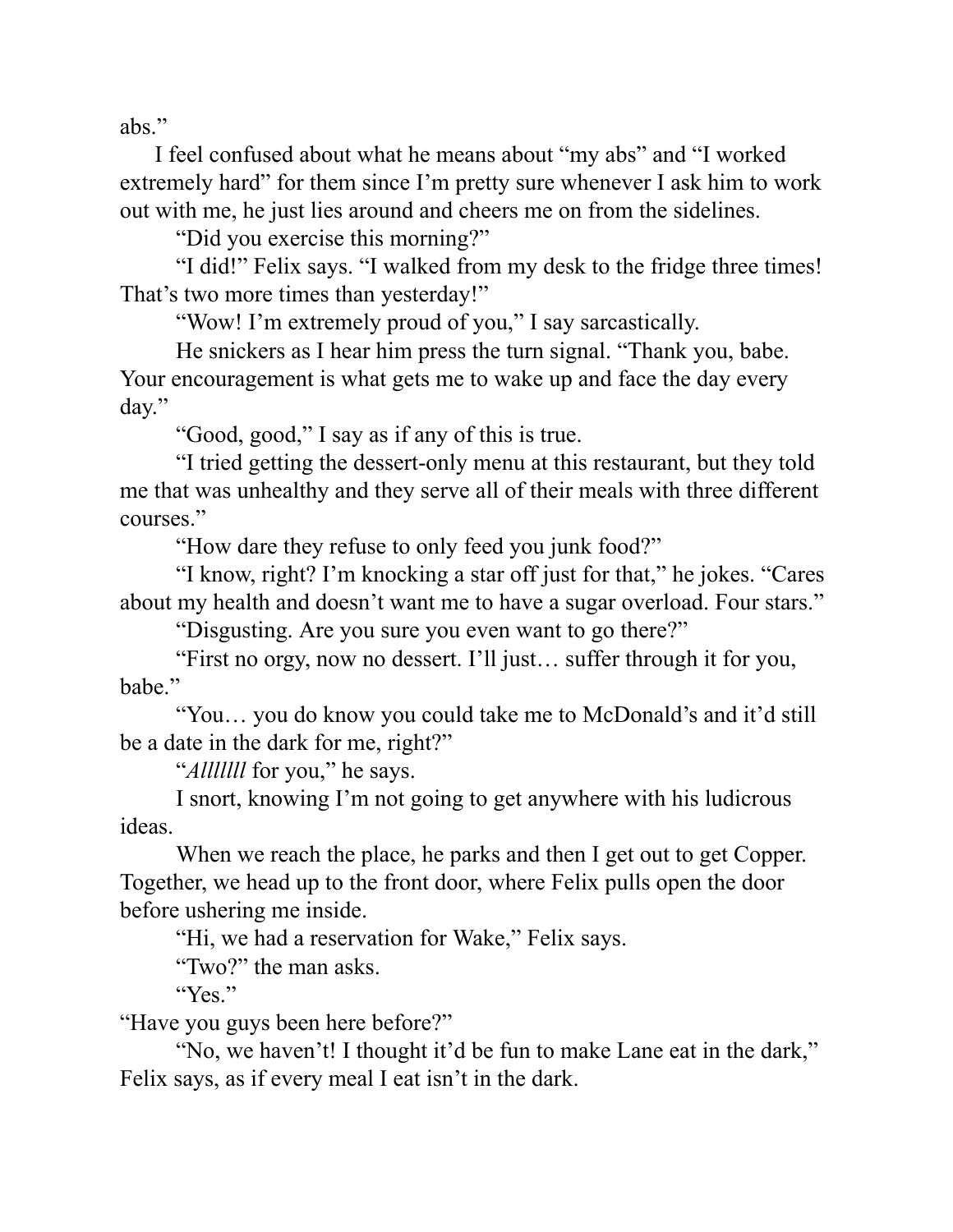abs."

I feel confused about what he means about "my abs" and "I worked extremely hard" for them since I'm pretty sure whenever I ask him to work out with me, he just lies around and cheers me on from the sidelines.

"Did you exercise this morning?"

"I did!" Felix says. "I walked from my desk to the fridge three times! That's two more times than yesterday!"

"Wow! I'm extremely proud of you," I say sarcastically.

He snickers as I hear him press the turn signal. "Thank you, babe. Your encouragement is what gets me to wake up and face the day every day."

"Good, good," I say as if any of this is true.

"I tried getting the dessert-only menu at this restaurant, but they told me that was unhealthy and they serve all of their meals with three different courses."

"How dare they refuse to only feed you junk food?"

"I know, right? I'm knocking a star off just for that," he jokes. "Cares about my health and doesn't want me to have a sugar overload. Four stars."

"Disgusting. Are you sure you even want to go there?"

"First no orgy, now no dessert. I'll just… suffer through it for you, babe."

"You… you do know you could take me to McDonald's and it'd still be a date in the dark for me, right?"

"*Alllllll* for you," he says.

I snort, knowing I'm not going to get anywhere with his ludicrous ideas.

When we reach the place, he parks and then I get out to get Copper. Together, we head up to the front door, where Felix pulls open the door before ushering me inside.

"Hi, we had a reservation for Wake," Felix says.

"Two?" the man asks.

"Yes."

"Have you guys been here before?"

"No, we haven't! I thought it'd be fun to make Lane eat in the dark," Felix says, as if every meal I eat isn't in the dark.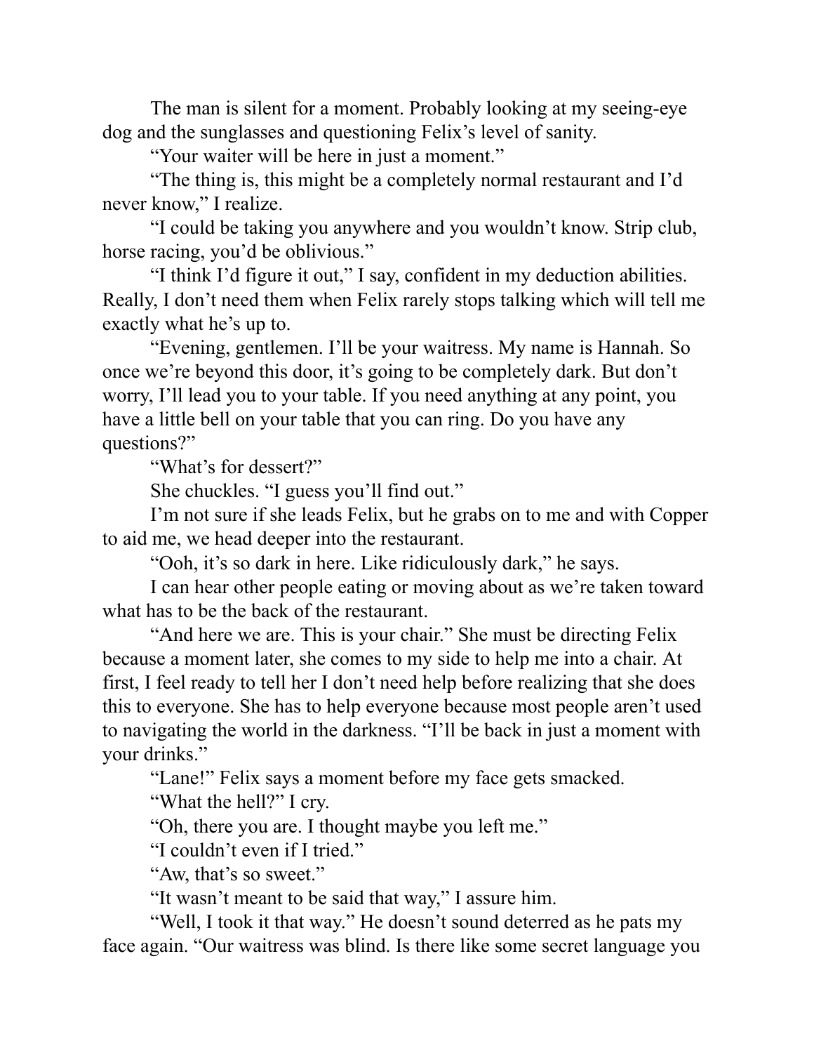The man is silent for a moment. Probably looking at my seeing-eye dog and the sunglasses and questioning Felix's level of sanity.

"Your waiter will be here in just a moment."

"The thing is, this might be a completely normal restaurant and I'd never know," I realize.

"I could be taking you anywhere and you wouldn't know. Strip club, horse racing, you'd be oblivious."

"I think I'd figure it out," I say, confident in my deduction abilities. Really, I don't need them when Felix rarely stops talking which will tell me exactly what he's up to.

"Evening, gentlemen. I'll be your waitress. My name is Hannah. So once we're beyond this door, it's going to be completely dark. But don't worry, I'll lead you to your table. If you need anything at any point, you have a little bell on your table that you can ring. Do you have any questions?"

"What's for dessert?"

She chuckles. "I guess you'll find out."

I'm not sure if she leads Felix, but he grabs on to me and with Copper to aid me, we head deeper into the restaurant.

"Ooh, it's so dark in here. Like ridiculously dark," he says.

I can hear other people eating or moving about as we're taken toward what has to be the back of the restaurant.

"And here we are. This is your chair." She must be directing Felix because a moment later, she comes to my side to help me into a chair. At first, I feel ready to tell her I don't need help before realizing that she does this to everyone. She has to help everyone because most people aren't used to navigating the world in the darkness. "I'll be back in just a moment with your drinks."

"Lane!" Felix says a moment before my face gets smacked.

"What the hell?" I cry.

"Oh, there you are. I thought maybe you left me."

"I couldn't even if I tried."

"Aw, that's so sweet."

"It wasn't meant to be said that way," I assure him.

"Well, I took it that way." He doesn't sound deterred as he pats my face again. "Our waitress was blind. Is there like some secret language you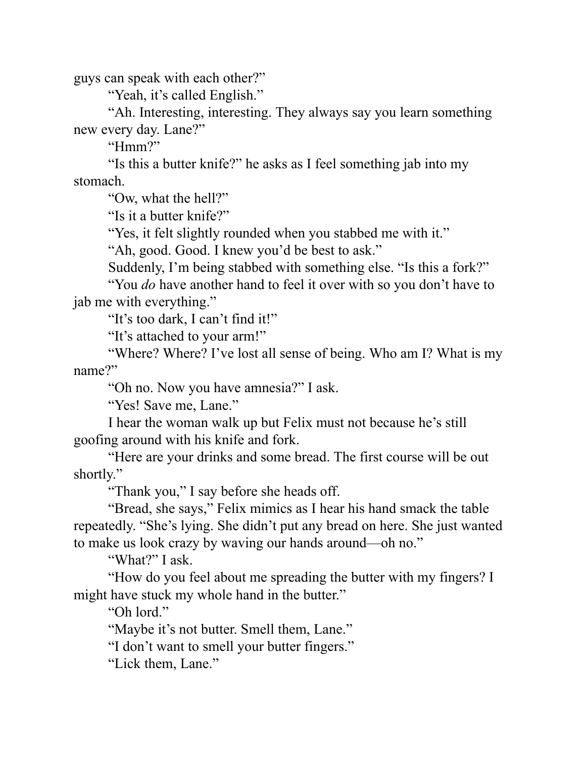guys can speak with each other?"

"Yeah, it's called English."

"Ah. Interesting, interesting. They always say you learn something new every day. Lane?"

"Hmm?"

"Is this a butter knife?" he asks as I feel something jab into my stomach.

"Ow, what the hell?"

"Is it a butter knife?"

"Yes, it felt slightly rounded when you stabbed me with it."

"Ah, good. Good. I knew you'd be best to ask."

Suddenly, I'm being stabbed with something else. "Is this a fork?"

"You *do* have another hand to feel it over with so you don't have to jab me with everything."

"It's too dark, I can't find it!"

"It's attached to your arm!"

"Where? Where? I've lost all sense of being. Who am I? What is my name?"

"Oh no. Now you have amnesia?" I ask.

"Yes! Save me, Lane."

I hear the woman walk up but Felix must not because he's still goofing around with his knife and fork.

"Here are your drinks and some bread. The first course will be out shortly."

"Thank you," I say before she heads off.

"Bread, she says," Felix mimics as I hear his hand smack the table repeatedly. "She's lying. She didn't put any bread on here. She just wanted to make us look crazy by waving our hands around—oh no."

"What?" I ask.

"How do you feel about me spreading the butter with my fingers? I might have stuck my whole hand in the butter."

"Oh lord."

"Maybe it's not butter. Smell them, Lane."

"I don't want to smell your butter fingers."

"Lick them, Lane."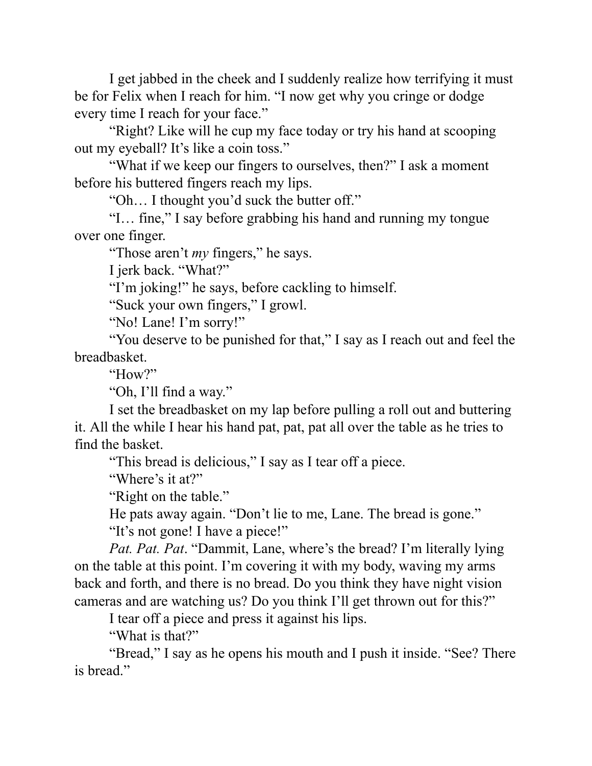I get jabbed in the cheek and I suddenly realize how terrifying it must be for Felix when I reach for him. “I now get why you cringe or dodge every time I reach for your face.”

“Right? Like will he cup my face today or try his hand at scooping out my eyeball? It’s like a coin toss.”

“What if we keep our fingers to ourselves, then?” I ask a moment before his buttered fingers reach my lips.

“Oh… I thought you’d suck the butter off.”

“I… fine,” I say before grabbing his hand and running my tongue over one finger.

“Those aren’t *my* fingers,” he says.

I jerk back. “What?”

“I’m joking!” he says, before cackling to himself.

“Suck your own fingers,” I growl.

“No! Lane! I’m sorry!”

“You deserve to be punished for that,” I say as I reach out and feel the breadbasket.

“How?”

“Oh, I’ll find a way.”

I set the breadbasket on my lap before pulling a roll out and buttering it. All the while I hear his hand pat, pat, pat all over the table as he tries to find the basket.

“This bread is delicious,” I say as I tear off a piece.

“Where’s it at?”

“Right on the table.”

He pats away again. “Don’t lie to me, Lane. The bread is gone.”

“It’s not gone! I have a piece!”

*Pat. Pat. Pat*. “Dammit, Lane, where’s the bread? I’m literally lying on the table at this point. I’m covering it with my body, waving my arms back and forth, and there is no bread. Do you think they have night vision cameras and are watching us? Do you think I’ll get thrown out for this?”

I tear off a piece and press it against his lips.

“What is that?”

“Bread,” I say as he opens his mouth and I push it inside. “See? There is bread.”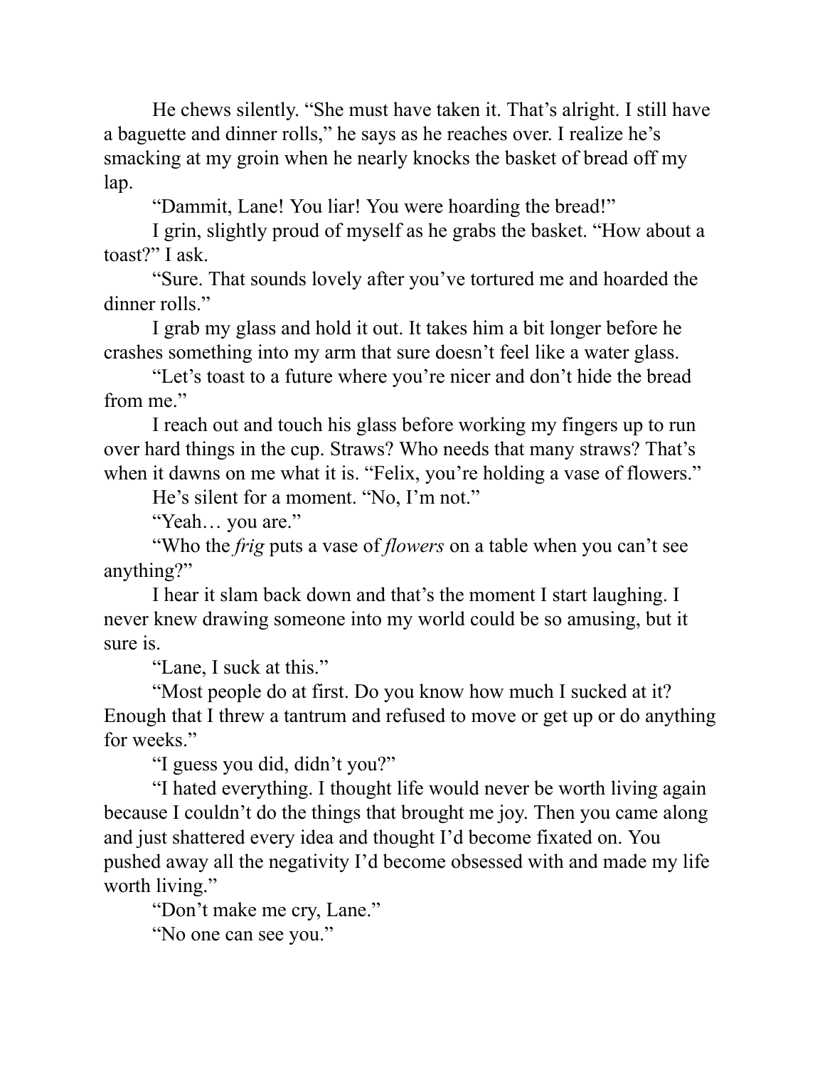He chews silently. "She must have taken it. That's alright. I still have a baguette and dinner rolls," he says as he reaches over. I realize he's smacking at my groin when he nearly knocks the basket of bread off my lap.

"Dammit, Lane! You liar! You were hoarding the bread!"

I grin, slightly proud of myself as he grabs the basket. "How about a toast?" I ask.

"Sure. That sounds lovely after you've tortured me and hoarded the dinner rolls."

I grab my glass and hold it out. It takes him a bit longer before he crashes something into my arm that sure doesn't feel like a water glass.

"Let's toast to a future where you're nicer and don't hide the bread from me."

I reach out and touch his glass before working my fingers up to run over hard things in the cup. Straws? Who needs that many straws? That's when it dawns on me what it is. "Felix, you're holding a vase of flowers."

He's silent for a moment. "No, I'm not."

"Yeah… you are."

"Who the *frig* puts a vase of *flowers* on a table when you can't see anything?"

I hear it slam back down and that's the moment I start laughing. I never knew drawing someone into my world could be so amusing, but it sure is.

"Lane, I suck at this."

"Most people do at first. Do you know how much I sucked at it? Enough that I threw a tantrum and refused to move or get up or do anything for weeks."

"I guess you did, didn't you?"

"I hated everything. I thought life would never be worth living again because I couldn't do the things that brought me joy. Then you came along and just shattered every idea and thought I'd become fixated on. You pushed away all the negativity I'd become obsessed with and made my life worth living."

"Don't make me cry, Lane."

"No one can see you."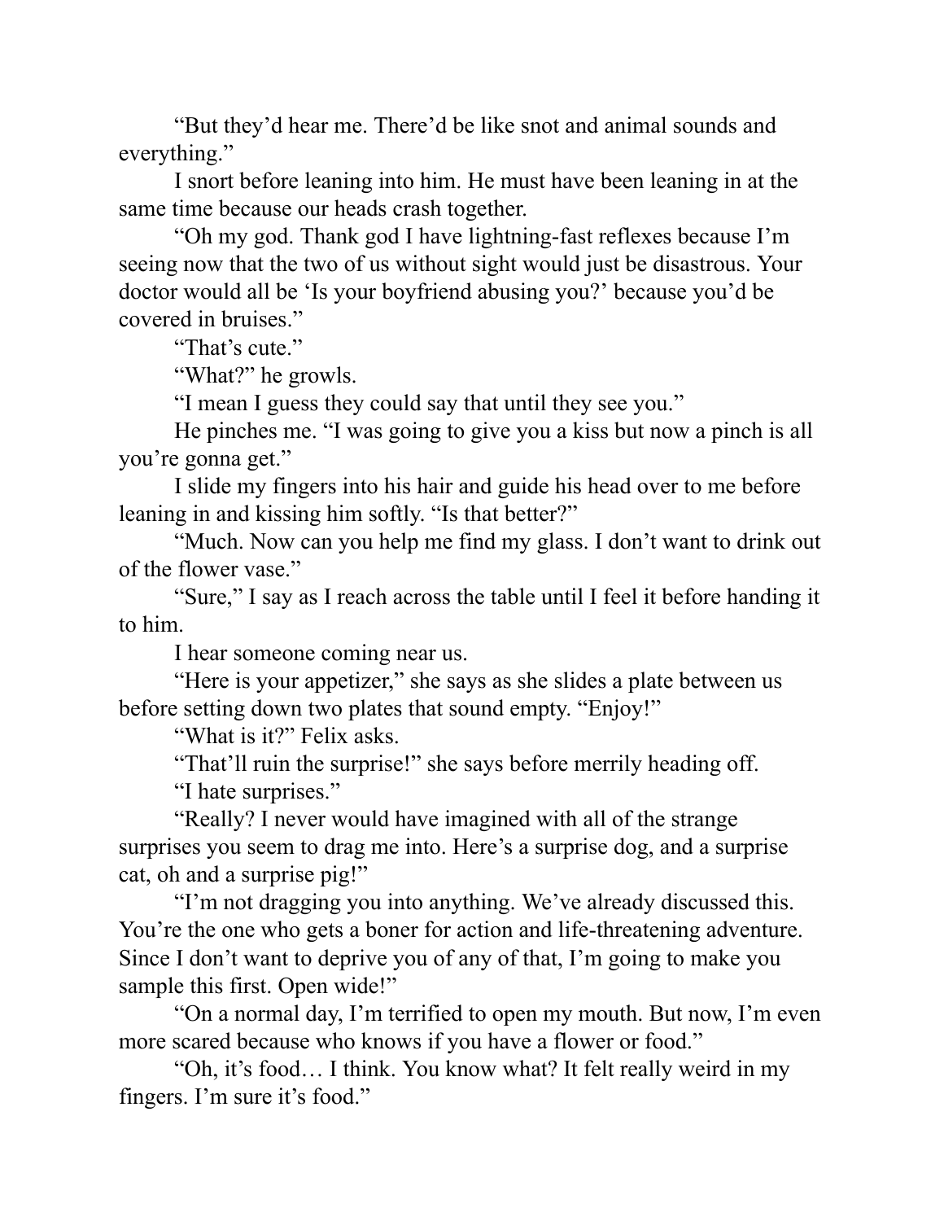"But they'd hear me. There'd be like snot and animal sounds and everything."

I snort before leaning into him. He must have been leaning in at the same time because our heads crash together.

"Oh my god. Thank god I have lightning-fast reflexes because I'm seeing now that the two of us without sight would just be disastrous. Your doctor would all be 'Is your boyfriend abusing you?' because you'd be covered in bruises."

"That's cute."

"What?" he growls.

"I mean I guess they could say that until they see you."

He pinches me. "I was going to give you a kiss but now a pinch is all you're gonna get."

I slide my fingers into his hair and guide his head over to me before leaning in and kissing him softly. "Is that better?"

"Much. Now can you help me find my glass. I don't want to drink out of the flower vase."

"Sure," I say as I reach across the table until I feel it before handing it to him.

I hear someone coming near us.

"Here is your appetizer," she says as she slides a plate between us before setting down two plates that sound empty. "Enjoy!"

"What is it?" Felix asks.

"That'll ruin the surprise!" she says before merrily heading off.

"I hate surprises."

"Really? I never would have imagined with all of the strange surprises you seem to drag me into. Here's a surprise dog, and a surprise cat, oh and a surprise pig!"

"I'm not dragging you into anything. We've already discussed this. You're the one who gets a boner for action and life-threatening adventure. Since I don't want to deprive you of any of that, I'm going to make you sample this first. Open wide!"

"On a normal day, I'm terrified to open my mouth. But now, I'm even more scared because who knows if you have a flower or food."

"Oh, it's food… I think. You know what? It felt really weird in my fingers. I'm sure it's food."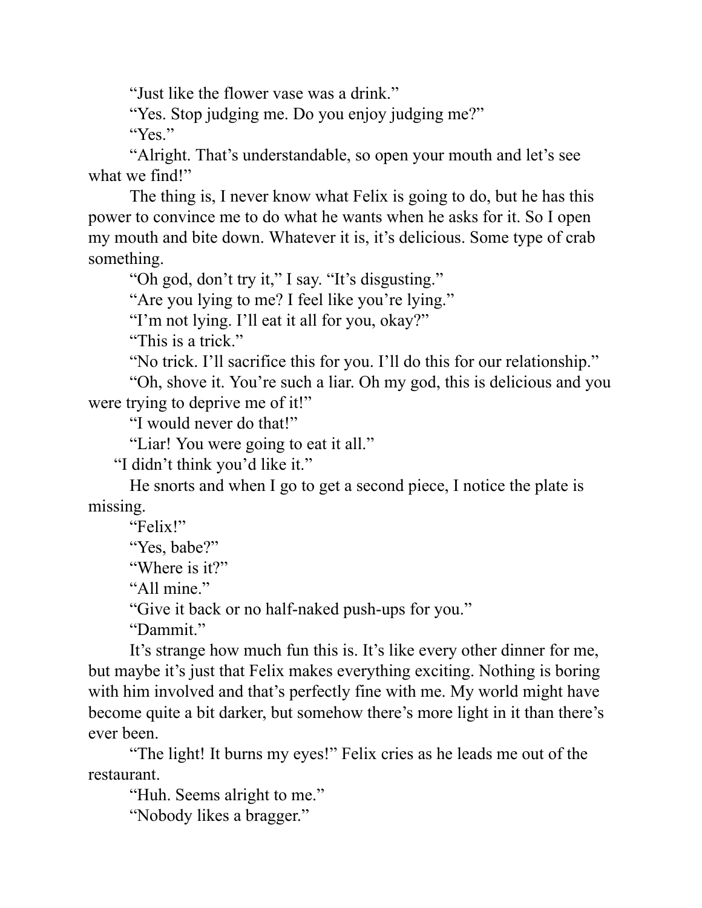"Just like the flower vase was a drink."

"Yes. Stop judging me. Do you enjoy judging me?"

"Yes."

"Alright. That's understandable, so open your mouth and let's see what we find!"

The thing is, I never know what Felix is going to do, but he has this power to convince me to do what he wants when he asks for it. So I open my mouth and bite down. Whatever it is, it's delicious. Some type of crab something.

"Oh god, don't try it," I say. "It's disgusting."

"Are you lying to me? I feel like you're lying."

"I'm not lying. I'll eat it all for you, okay?"

"This is a trick."

"No trick. I'll sacrifice this for you. I'll do this for our relationship."

"Oh, shove it. You're such a liar. Oh my god, this is delicious and you were trying to deprive me of it!"

"I would never do that!"

"Liar! You were going to eat it all."

"I didn't think you'd like it."

He snorts and when I go to get a second piece, I notice the plate is missing.

"Felix!"

"Yes, babe?"

"Where is it?"

"All mine."

"Give it back or no half-naked push-ups for you."

"Dammit."

It's strange how much fun this is. It's like every other dinner for me, but maybe it's just that Felix makes everything exciting. Nothing is boring with him involved and that's perfectly fine with me. My world might have become quite a bit darker, but somehow there's more light in it than there's ever been.

"The light! It burns my eyes!" Felix cries as he leads me out of the restaurant.

"Huh. Seems alright to me."

"Nobody likes a bragger."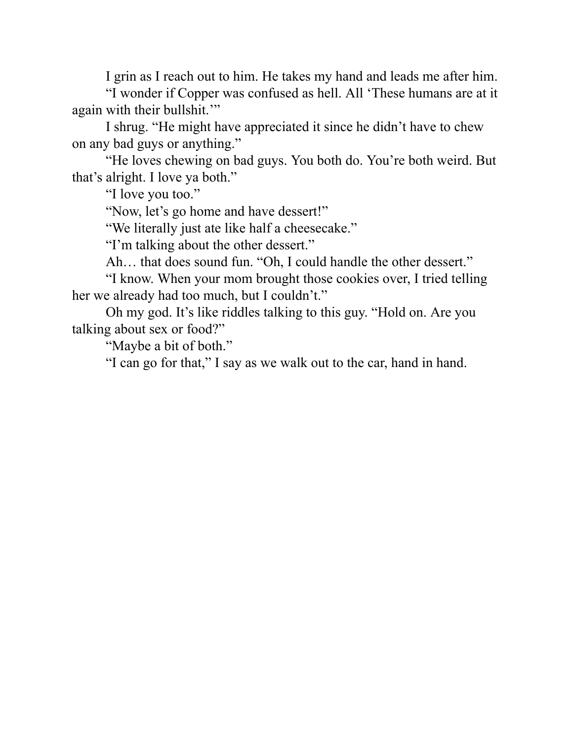I grin as I reach out to him. He takes my hand and leads me after him.

"I wonder if Copper was confused as hell. All 'These humans are at it again with their bullshit.'"

I shrug. "He might have appreciated it since he didn't have to chew on any bad guys or anything."

"He loves chewing on bad guys. You both do. You're both weird. But that's alright. I love ya both."

"I love you too."

"Now, let's go home and have dessert!"

"We literally just ate like half a cheesecake."

"I'm talking about the other dessert."

Ah… that does sound fun. "Oh, I could handle the other dessert."

"I know. When your mom brought those cookies over, I tried telling her we already had too much, but I couldn't."

Oh my god. It's like riddles talking to this guy. "Hold on. Are you talking about sex or food?"

"Maybe a bit of both."

"I can go for that," I say as we walk out to the car, hand in hand.